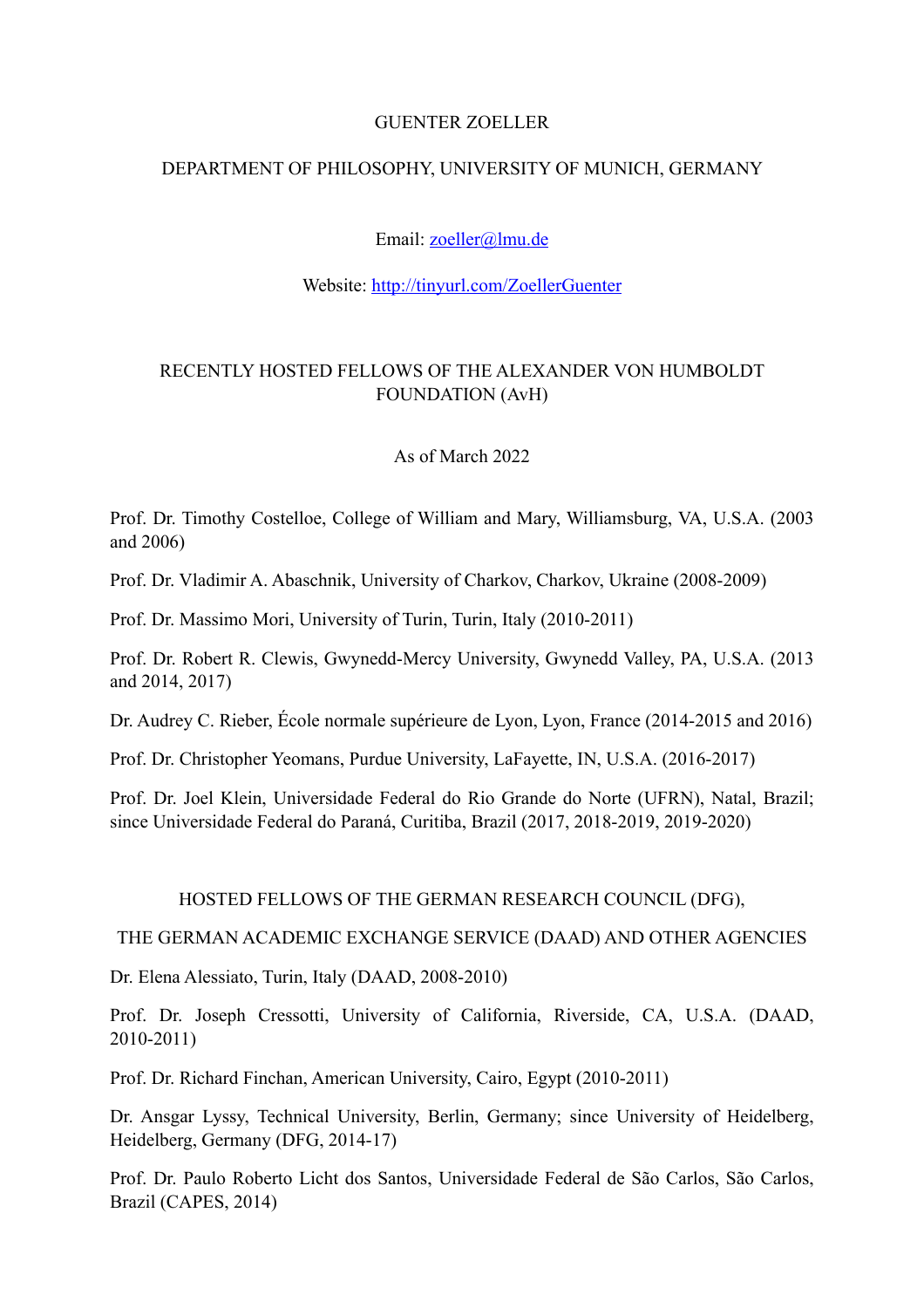# GUENTER ZOELLER

## DEPARTMENT OF PHILOSOPHY, UNIVERSITY OF MUNICH, GERMANY

Email: [zoeller@lmu.de](mailto:zoeller@lmu.de)

Website: [http://tinyurl.com/ZoellerGuenter](http://tinyurl.com/ZoellerGuenter)

## RECENTLY HOSTED FELLOWS OF THE ALEXANDER VON HUMBOLDT FOUNDATION (AvH)

As of March 2022

Prof. Dr. Timothy Costelloe, College of William and Mary, Williamsburg, VA, U.S.A. (2003 and 2006)

Prof. Dr. Vladimir A. Abaschnik, University of Charkov, Charkov, Ukraine (2008-2009)

Prof. Dr. Massimo Mori, University of Turin, Turin, Italy (2010-2011)

Prof. Dr. Robert R. Clewis, Gwynedd-Mercy University, Gwynedd Valley, PA, U.S.A. (2013 and 2014, 2017)

Dr. Audrey C. Rieber, École normale supérieure de Lyon, Lyon, France (2014-2015 and 2016)

Prof. Dr. Christopher Yeomans, Purdue University, LaFayette, IN, U.S.A. (2016-2017)

Prof. Dr. Joel Klein, Universidade Federal do Rio Grande do Norte (UFRN), Natal, Brazil; since Universidade Federal do Paraná, Curitiba, Brazil (2017, 2018-2019, 2019-2020)

## HOSTED FELLOWS OF THE GERMAN RESEARCH COUNCIL (DFG), THE GERMAN ACADEMIC EXCHANGE SERVICE (DAAD) AND OTHER AGENCIES

Dr. Elena Alessiato, Turin, Italy (DAAD, 2008-2010)

Prof. Dr. Joseph Cressotti, University of California, Riverside, CA, U.S.A. (DAAD, 2010-2011)

Prof. Dr. Richard Finchan, American University, Cairo, Egypt (2010-2011)

Dr. Ansgar Lyssy, Technical University, Berlin, Germany; since University of Heidelberg, Heidelberg, Germany (DFG, 2014-17)

Prof. Dr. Paulo Roberto Licht dos Santos, Universidade Federal de São Carlos, São Carlos, Brazil (CAPES, 2014)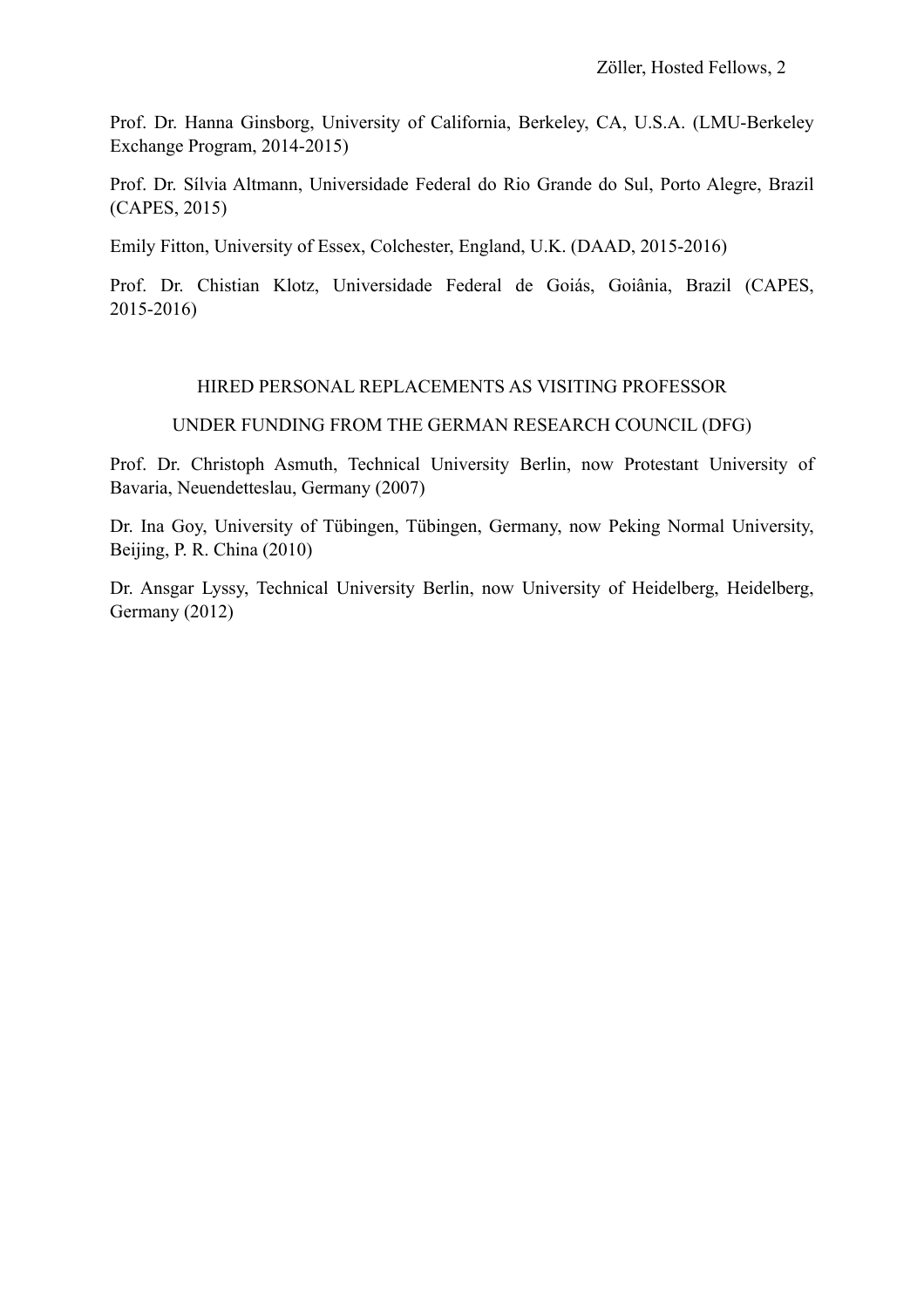Prof. Dr. Hanna Ginsborg, University of California, Berkeley, CA, U.S.A. (LMU-Berkeley Exchange Program, 2014-2015)

Prof. Dr. Sílvia Altmann, Universidade Federal do Rio Grande do Sul, Porto Alegre, Brazil (CAPES, 2015)

Emily Fitton, University of Essex, Colchester, England, U.K. (DAAD, 2015-2016)

Prof. Dr. Chistian Klotz, Universidade Federal de Goiás, Goiânia, Brazil (CAPES, 2015-2016)

## HIRED PERSONAL REPLACEMENTS AS VISITING PROFESSOR UNDER FUNDING FROM THE GERMAN RESEARCH COUNCIL (DFG)

Prof. Dr. Christoph Asmuth, Technical University Berlin, now Protestant University of Bavaria, Neuendetteslau, Germany (2007)

Dr. Ina Goy, University of Tübingen, Tübingen, Germany, now Peking Normal University, Beijing, P. R. China (2010)

Dr. Ansgar Lyssy, Technical University Berlin, now University of Heidelberg, Heidelberg, Germany (2012)